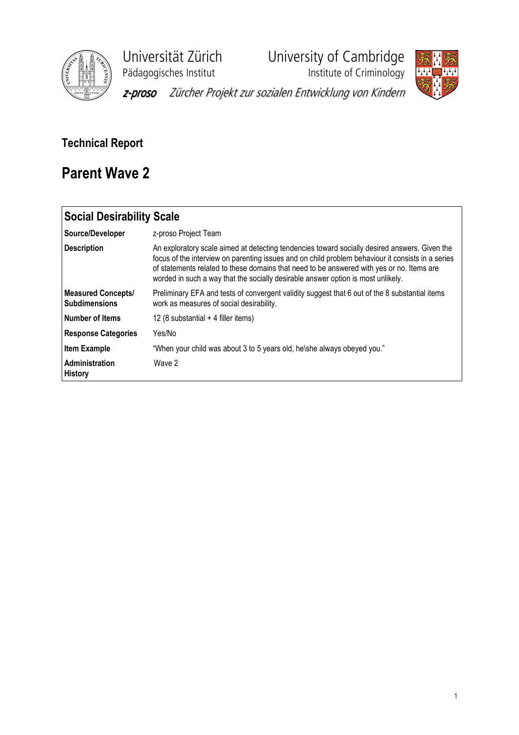Universität Zürich
Pädagogisches Institut

University of Cambridge
Institute of Criminology

*z-proso* *Zürcher Projekt zur sozialen Entwicklung von Kindern*

## Technical Report

# Parent Wave 2

| **Social Desirability Scale** | |
|---|---|
| **Source/Developer** | z-proso Project Team |
| **Description** | An exploratory scale aimed at detecting tendencies toward socially desired answers. Given the focus of the interview on parenting issues and on child problem behaviour it consists in a series of statements related to these domains that need to be answered with yes or no. Items are worded in such a way that the socially desirable answer option is most unlikely. |
| **Measured Concepts/ Subdimensions** | Preliminary EFA and tests of convergent validity suggest that 6 out of the 8 substantial items work as measures of social desirability. |
| **Number of Items** | 12 (8 substantial + 4 filler items) |
| **Response Categories** | Yes/No |
| **Item Example** | "When your child was about 3 to 5 years old, he\she always obeyed you." |
| **Administration History** | Wave 2 |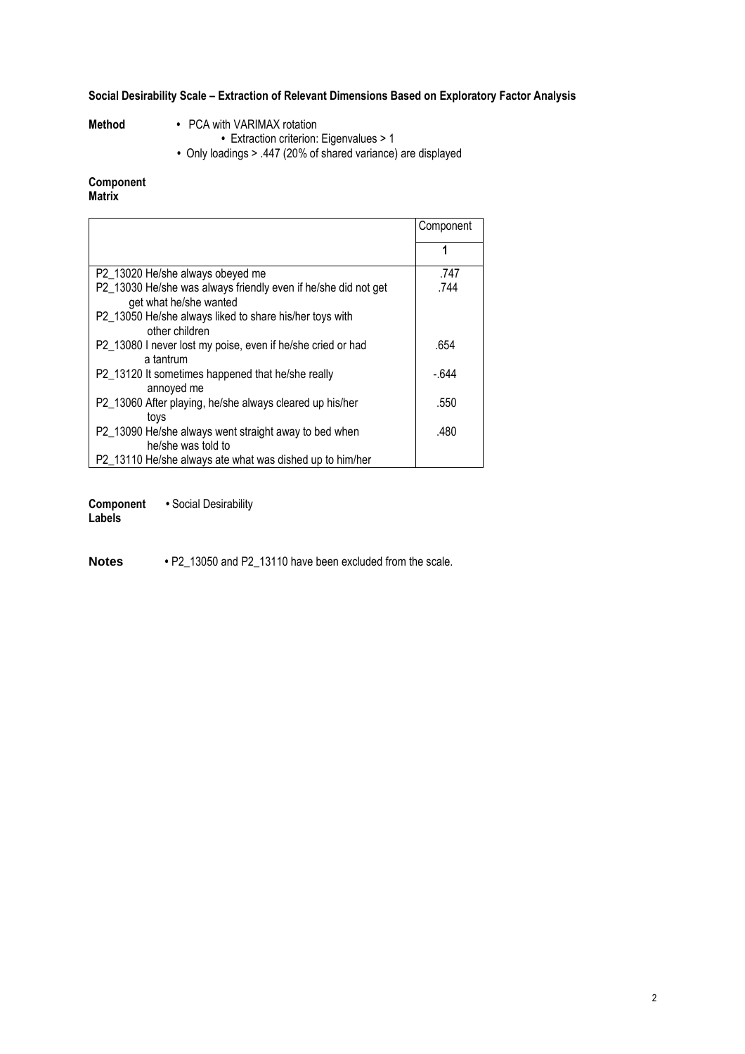**Social Desirability Scale – Extraction of Relevant Dimensions Based on Exploratory Factor Analysis**

**Method**

- PCA with VARIMAX rotation
- Extraction criterion: Eigenvalues > 1
- Only loadings > .447 (20% of shared variance) are displayed

**Component Matrix**

| | Component |
|---|---|
| | **1** |
| P2_13020 He/she always obeyed me | .747 |
| P2_13030 He/she was always friendly even if he/she did not get get what he/she wanted | .744 |
| P2_13050 He/she always liked to share his/her toys with other children | |
| P2_13080 I never lost my poise, even if he/she cried or had a tantrum | .654 |
| P2_13120 It sometimes happened that he/she really annoyed me | -.644 |
| P2_13060 After playing, he/she always cleared up his/her toys | .550 |
| P2_13090 He/she always went straight away to bed when he/she was told to | .480 |
| P2_13110 He/she always ate what was dished up to him/her | |

**Component Labels**

- Social Desirability

**Notes**

- P2_13050 and P2_13110 have been excluded from the scale.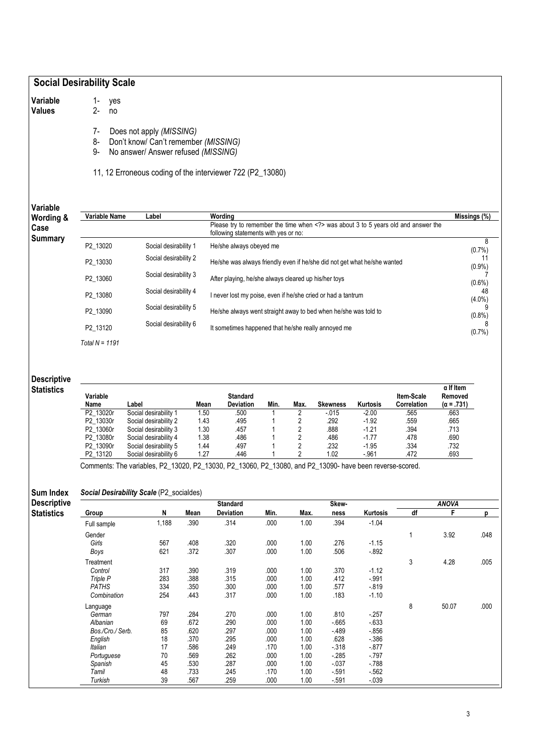## Social Desirability Scale

**Variable Values**

1- yes
2- no

7- Does not apply *(MISSING)*
8- Don't know/ Can't remember *(MISSING)*
9- No answer/ Answer refused *(MISSING)*

11, 12 Erroneous coding of the interviewer 722 (P2_13080)

**Variable Wording & Case Summary**

| Variable Name | Label | Wording | Missings (%) |
|---|---|---|---|
| | | Please try to remember the time when <?> was about 3 to 5 years old and answer the following statements with yes or no: | |
| P2_13020 | Social desirability 1 | He/she always obeyed me | 8 (0.7%) |
| P2_13030 | Social desirability 2 | He/she was always friendly even if he/she did not get what he/she wanted | 11 (0.9%) |
| P2_13060 | Social desirability 3 | After playing, he/she always cleared up his/her toys | 7 (0.6%) |
| P2_13080 | Social desirability 4 | I never lost my poise, even if he/she cried or had a tantrum | 48 (4.0%) |
| P2_13090 | Social desirability 5 | He/she always went straight away to bed when he/she was told to | 9 (0.8%) |
| P2_13120 | Social desirability 6 | It sometimes happened that he/she really annoyed me | 8 (0.7%) |

*Total N = 1191*

**Descriptive Statistics**

| Variable Name | Label | Mean | Standard Deviation | Min. | Max. | Skewness | Kurtosis | Item-Scale Correlation | α If Item Removed (α = .731) |
|---|---|---|---|---|---|---|---|---|---|
| P2_13020r | Social desirability 1 | 1.50 | .500 | 1 | 2 | -.015 | -2.00 | .565 | .663 |
| P2_13030r | Social desirability 2 | 1.43 | .495 | 1 | 2 | .292 | -1.92 | .559 | .665 |
| P2_13060r | Social desirability 3 | 1.30 | .457 | 1 | 2 | .888 | -1.21 | .394 | .713 |
| P2_13080r | Social desirability 4 | 1.38 | .486 | 1 | 2 | .486 | -1.77 | .478 | .690 |
| P2_13090r | Social desirability 5 | 1.44 | .497 | 1 | 2 | .232 | -1.95 | .334 | .732 |
| P2_13120 | Social desirability 6 | 1.27 | .446 | 1 | 2 | 1.02 | -.961 | .472 | .693 |

Comments: The variables, P2_13020, P2_13030, P2_13060, P2_13080, and P2_13090- have been reverse-scored.

**Sum Index Descriptive Statistics**

***Social Desirability Scale*** (P2_socialdes)

| Group | N | Mean | Standard Deviation | Min. | Max. | Skew-ness | Kurtosis | ANOVA df | ANOVA F | ANOVA p |
|---|---|---|---|---|---|---|---|---|---|---|
| Full sample | 1,188 | .390 | .314 | .000 | 1.00 | .394 | -1.04 | | | |
| Gender | | | | | | | | 1 | 3.92 | .048 |
| *Girls* | 567 | .408 | .320 | .000 | 1.00 | .276 | -1.15 | | | |
| *Boys* | 621 | .372 | .307 | .000 | 1.00 | .506 | -.892 | | | |
| Treatment | | | | | | | | 3 | 4.28 | .005 |
| *Control* | 317 | .390 | .319 | .000 | 1.00 | .370 | -1.12 | | | |
| *Triple P* | 283 | .388 | .315 | .000 | 1.00 | .412 | -.991 | | | |
| *PATHS* | 334 | .350 | .300 | .000 | 1.00 | .577 | -.819 | | | |
| *Combination* | 254 | .443 | .317 | .000 | 1.00 | .183 | -1.10 | | | |
| Language | | | | | | | | 8 | 50.07 | .000 |
| *German* | 797 | .284 | .270 | .000 | 1.00 | .810 | -.257 | | | |
| *Albanian* | 69 | .672 | .290 | .000 | 1.00 | -.665 | -.633 | | | |
| *Bos./Cro./ Serb.* | 85 | .620 | .297 | .000 | 1.00 | -.489 | -.856 | | | |
| *English* | 18 | .370 | .295 | .000 | 1.00 | .628 | -.386 | | | |
| *Italian* | 17 | .586 | .249 | .170 | 1.00 | -.318 | -.877 | | | |
| *Portuguese* | 70 | .569 | .262 | .000 | 1.00 | -.285 | -.797 | | | |
| *Spanish* | 45 | .530 | .287 | .000 | 1.00 | -.037 | -.788 | | | |
| *Tamil* | 48 | .733 | .245 | .170 | 1.00 | -.591 | -.562 | | | |
| *Turkish* | 39 | .567 | .259 | .000 | 1.00 | -.591 | -.039 | | | |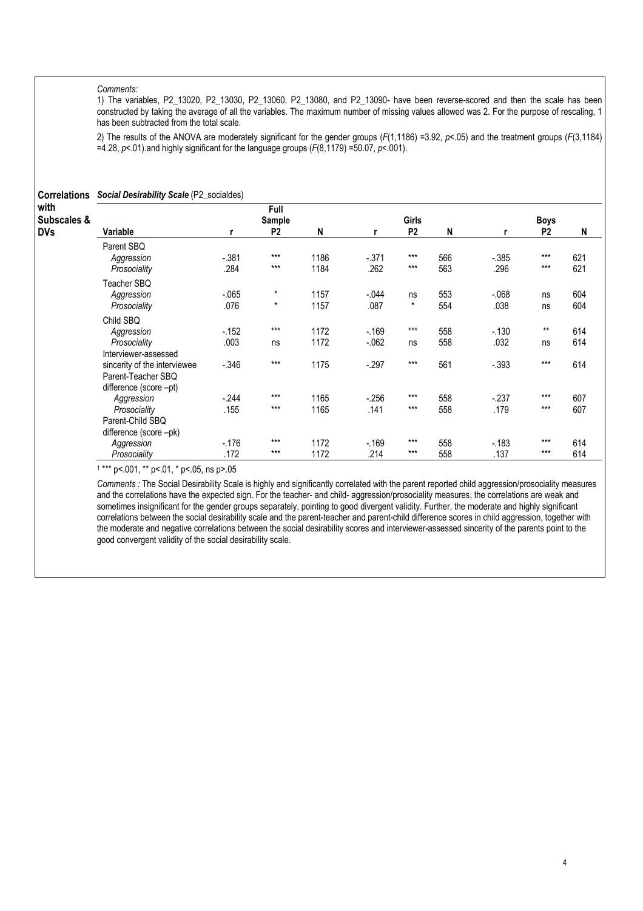*Comments:*

1) The variables, P2_13020, P2_13030, P2_13060, P2_13080, and P2_13090- have been reverse-scored and then the scale has been constructed by taking the average of all the variables. The maximum number of missing values allowed was 2. For the purpose of rescaling, 1 has been subtracted from the total scale.

2) The results of the ANOVA are moderately significant for the gender groups ($F(1,1186) = 3.92$, $p<.05$) and the treatment groups ($F(3,1184) = 4.28$, $p<.01$).and highly significant for the language groups ($F(8,1179) = 50.07$, $p<.001$).

**Correlations with Subscales & DVs**

***Social Desirability Scale*** (P2_socialdes)

| Variable | Full Sample r | P2 | N | Girls r | P2 | N | Boys r | P2 | N |
|---|---|---|---|---|---|---|---|---|---|
| Parent SBQ | | | | | | | | | |
| *Aggression* | -.381 | *** | 1186 | -.371 | *** | 566 | -.385 | *** | 621 |
| *Prosociality* | .284 | *** | 1184 | .262 | *** | 563 | .296 | *** | 621 |
| Teacher SBQ | | | | | | | | | |
| *Aggression* | -.065 | * | 1157 | -.044 | ns | 553 | -.068 | ns | 604 |
| *Prosociality* | .076 | * | 1157 | .087 | * | 554 | .038 | ns | 604 |
| Child SBQ | | | | | | | | | |
| *Aggression* | -.152 | *** | 1172 | -.169 | *** | 558 | -.130 | ** | 614 |
| *Prosociality* | .003 | ns | 1172 | -.062 | ns | 558 | .032 | ns | 614 |
| Interviewer-assessed sincerity of the interviewee | -.346 | *** | 1175 | -.297 | *** | 561 | -.393 | *** | 614 |
| Parent-Teacher SBQ difference (score –pt) | | | | | | | | | |
| *Aggression* | -.244 | *** | 1165 | -.256 | *** | 558 | -.237 | *** | 607 |
| *Prosociality* | .155 | *** | 1165 | .141 | *** | 558 | .179 | *** | 607 |
| Parent-Child SBQ difference (score –pk) | | | | | | | | | |
| *Aggression* | -.176 | *** | 1172 | -.169 | *** | 558 | -.183 | *** | 614 |
| *Prosociality* | .172 | *** | 1172 | .214 | *** | 558 | .137 | *** | 614 |

[1] *** p<.001, ** p<.01, * p<.05, ns p>.05

*Comments :* The Social Desirability Scale is highly and significantly correlated with the parent reported child aggression/prosociality measures and the correlations have the expected sign. For the teacher- and child- aggression/prosociality measures, the correlations are weak and sometimes insignificant for the gender groups separately, pointing to good divergent validity. Further, the moderate and highly significant correlations between the social desirability scale and the parent-teacher and parent-child difference scores in child aggression, together with the moderate and negative correlations between the social desirability scores and interviewer-assessed sincerity of the parents point to the good convergent validity of the social desirability scale.